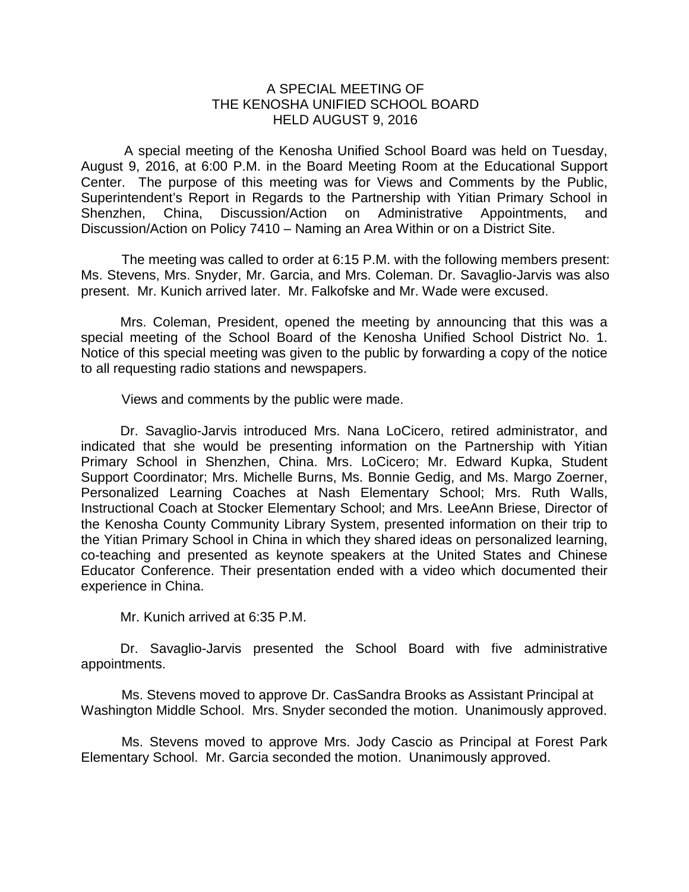# A SPECIAL MEETING OF
# THE KENOSHA UNIFIED SCHOOL BOARD
# HELD AUGUST 9, 2016

A special meeting of the Kenosha Unified School Board was held on Tuesday, August 9, 2016, at 6:00 P.M. in the Board Meeting Room at the Educational Support Center. The purpose of this meeting was for Views and Comments by the Public, Superintendent's Report in Regards to the Partnership with Yitian Primary School in Shenzhen, China, Discussion/Action on Administrative Appointments, and Discussion/Action on Policy 7410 – Naming an Area Within or on a District Site.

The meeting was called to order at 6:15 P.M. with the following members present: Ms. Stevens, Mrs. Snyder, Mr. Garcia, and Mrs. Coleman. Dr. Savaglio-Jarvis was also present. Mr. Kunich arrived later. Mr. Falkofske and Mr. Wade were excused.

Mrs. Coleman, President, opened the meeting by announcing that this was a special meeting of the School Board of the Kenosha Unified School District No. 1. Notice of this special meeting was given to the public by forwarding a copy of the notice to all requesting radio stations and newspapers.

Views and comments by the public were made.

Dr. Savaglio-Jarvis introduced Mrs. Nana LoCicero, retired administrator, and indicated that she would be presenting information on the Partnership with Yitian Primary School in Shenzhen, China. Mrs. LoCicero; Mr. Edward Kupka, Student Support Coordinator; Mrs. Michelle Burns, Ms. Bonnie Gedig, and Ms. Margo Zoerner, Personalized Learning Coaches at Nash Elementary School; Mrs. Ruth Walls, Instructional Coach at Stocker Elementary School; and Mrs. LeeAnn Briese, Director of the Kenosha County Community Library System, presented information on their trip to the Yitian Primary School in China in which they shared ideas on personalized learning, co-teaching and presented as keynote speakers at the United States and Chinese Educator Conference. Their presentation ended with a video which documented their experience in China.

Mr. Kunich arrived at 6:35 P.M.

Dr. Savaglio-Jarvis presented the School Board with five administrative appointments.

Ms. Stevens moved to approve Dr. CasSandra Brooks as Assistant Principal at Washington Middle School. Mrs. Snyder seconded the motion. Unanimously approved.

Ms. Stevens moved to approve Mrs. Jody Cascio as Principal at Forest Park Elementary School. Mr. Garcia seconded the motion. Unanimously approved.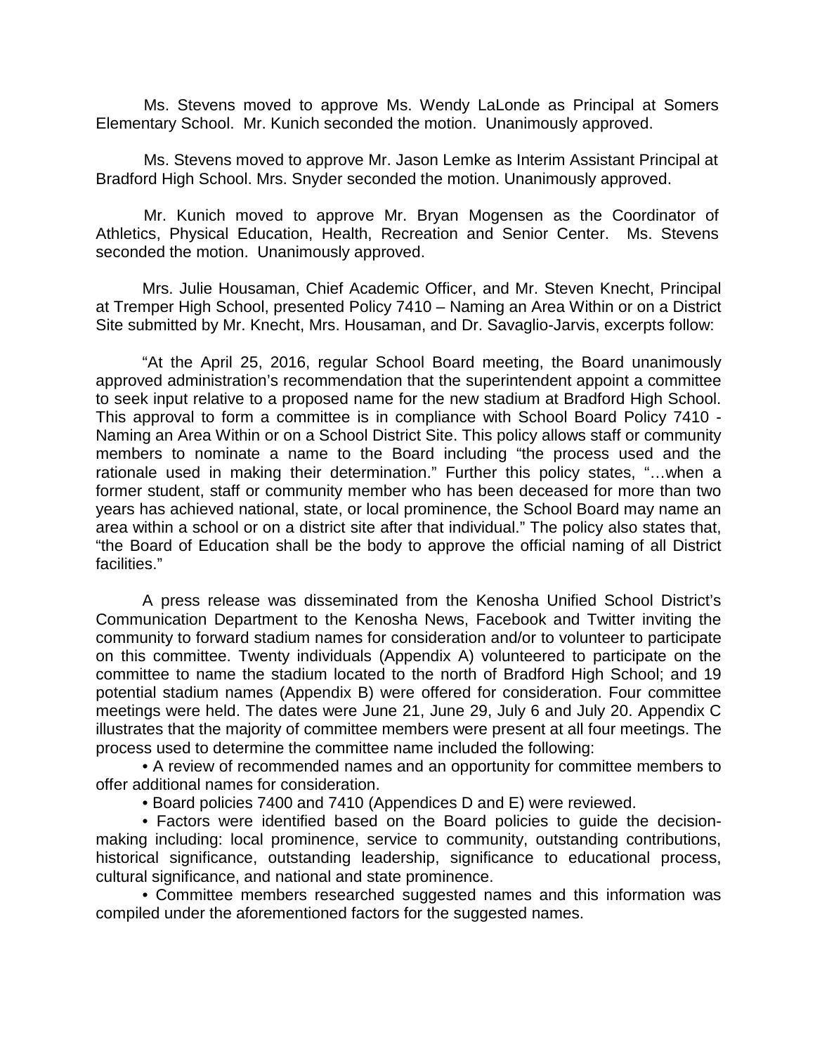Ms. Stevens moved to approve Ms. Wendy LaLonde as Principal at Somers Elementary School. Mr. Kunich seconded the motion. Unanimously approved.

Ms. Stevens moved to approve Mr. Jason Lemke as Interim Assistant Principal at Bradford High School. Mrs. Snyder seconded the motion. Unanimously approved.

Mr. Kunich moved to approve Mr. Bryan Mogensen as the Coordinator of Athletics, Physical Education, Health, Recreation and Senior Center. Ms. Stevens seconded the motion. Unanimously approved.

Mrs. Julie Housaman, Chief Academic Officer, and Mr. Steven Knecht, Principal at Tremper High School, presented Policy 7410 – Naming an Area Within or on a District Site submitted by Mr. Knecht, Mrs. Housaman, and Dr. Savaglio-Jarvis, excerpts follow:

"At the April 25, 2016, regular School Board meeting, the Board unanimously approved administration's recommendation that the superintendent appoint a committee to seek input relative to a proposed name for the new stadium at Bradford High School. This approval to form a committee is in compliance with School Board Policy 7410 - Naming an Area Within or on a School District Site. This policy allows staff or community members to nominate a name to the Board including "the process used and the rationale used in making their determination." Further this policy states, "…when a former student, staff or community member who has been deceased for more than two years has achieved national, state, or local prominence, the School Board may name an area within a school or on a district site after that individual." The policy also states that, "the Board of Education shall be the body to approve the official naming of all District facilities."

A press release was disseminated from the Kenosha Unified School District's Communication Department to the Kenosha News, Facebook and Twitter inviting the community to forward stadium names for consideration and/or to volunteer to participate on this committee. Twenty individuals (Appendix A) volunteered to participate on the committee to name the stadium located to the north of Bradford High School; and 19 potential stadium names (Appendix B) were offered for consideration. Four committee meetings were held. The dates were June 21, June 29, July 6 and July 20. Appendix C illustrates that the majority of committee members were present at all four meetings. The process used to determine the committee name included the following:

- A review of recommended names and an opportunity for committee members to offer additional names for consideration.
- Board policies 7400 and 7410 (Appendices D and E) were reviewed.
- Factors were identified based on the Board policies to guide the decision-making including: local prominence, service to community, outstanding contributions, historical significance, outstanding leadership, significance to educational process, cultural significance, and national and state prominence.
- Committee members researched suggested names and this information was compiled under the aforementioned factors for the suggested names.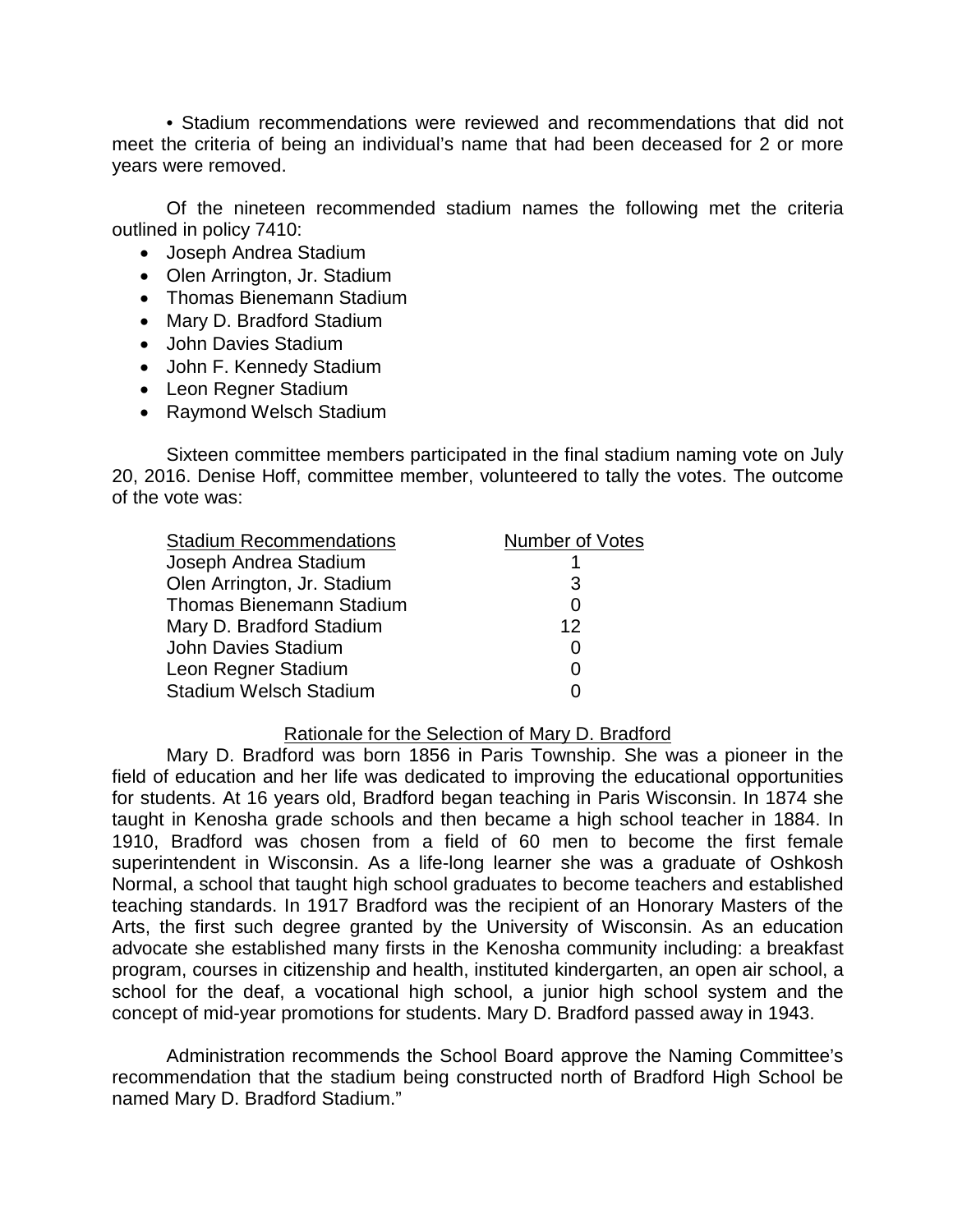• Stadium recommendations were reviewed and recommendations that did not meet the criteria of being an individual's name that had been deceased for 2 or more years were removed.

Of the nineteen recommended stadium names the following met the criteria outlined in policy 7410:

- Joseph Andrea Stadium
- Olen Arrington, Jr. Stadium
- Thomas Bienemann Stadium
- Mary D. Bradford Stadium
- John Davies Stadium
- John F. Kennedy Stadium
- Leon Regner Stadium
- Raymond Welsch Stadium

Sixteen committee members participated in the final stadium naming vote on July 20, 2016. Denise Hoff, committee member, volunteered to tally the votes. The outcome of the vote was:

| Stadium Recommendations | Number of Votes |
|---|---|
| Joseph Andrea Stadium | 1 |
| Olen Arrington, Jr. Stadium | 3 |
| Thomas Bienemann Stadium | 0 |
| Mary D. Bradford Stadium | 12 |
| John Davies Stadium | 0 |
| Leon Regner Stadium | 0 |
| Stadium Welsch Stadium | 0 |

Rationale for the Selection of Mary D. Bradford

Mary D. Bradford was born 1856 in Paris Township. She was a pioneer in the field of education and her life was dedicated to improving the educational opportunities for students. At 16 years old, Bradford began teaching in Paris Wisconsin. In 1874 she taught in Kenosha grade schools and then became a high school teacher in 1884. In 1910, Bradford was chosen from a field of 60 men to become the first female superintendent in Wisconsin. As a life-long learner she was a graduate of Oshkosh Normal, a school that taught high school graduates to become teachers and established teaching standards. In 1917 Bradford was the recipient of an Honorary Masters of the Arts, the first such degree granted by the University of Wisconsin. As an education advocate she established many firsts in the Kenosha community including: a breakfast program, courses in citizenship and health, instituted kindergarten, an open air school, a school for the deaf, a vocational high school, a junior high school system and the concept of mid-year promotions for students. Mary D. Bradford passed away in 1943.

Administration recommends the School Board approve the Naming Committee's recommendation that the stadium being constructed north of Bradford High School be named Mary D. Bradford Stadium."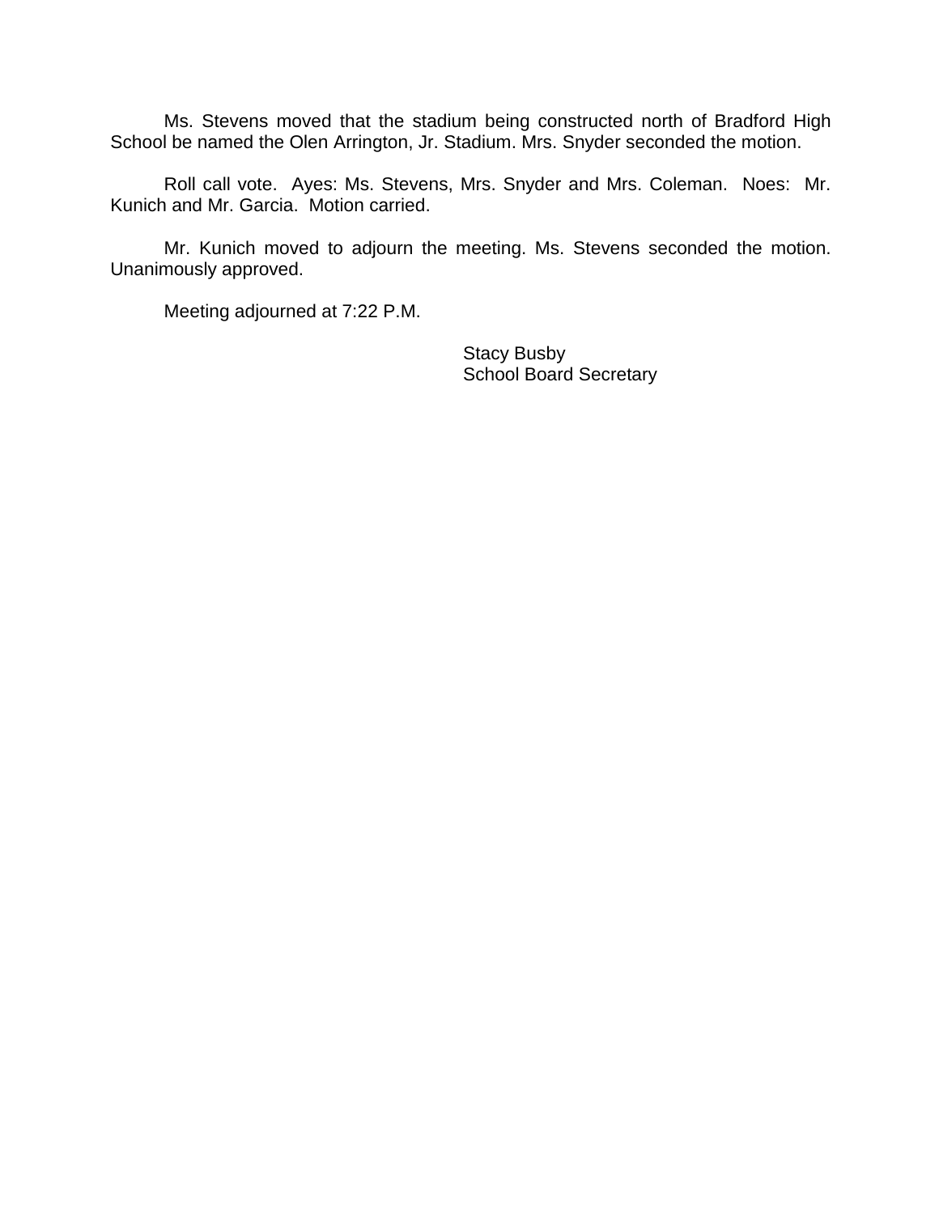Ms. Stevens moved that the stadium being constructed north of Bradford High School be named the Olen Arrington, Jr. Stadium. Mrs. Snyder seconded the motion.

Roll call vote. Ayes: Ms. Stevens, Mrs. Snyder and Mrs. Coleman. Noes: Mr. Kunich and Mr. Garcia. Motion carried.

Mr. Kunich moved to adjourn the meeting. Ms. Stevens seconded the motion. Unanimously approved.

Meeting adjourned at 7:22 P.M.

Stacy Busby
School Board Secretary